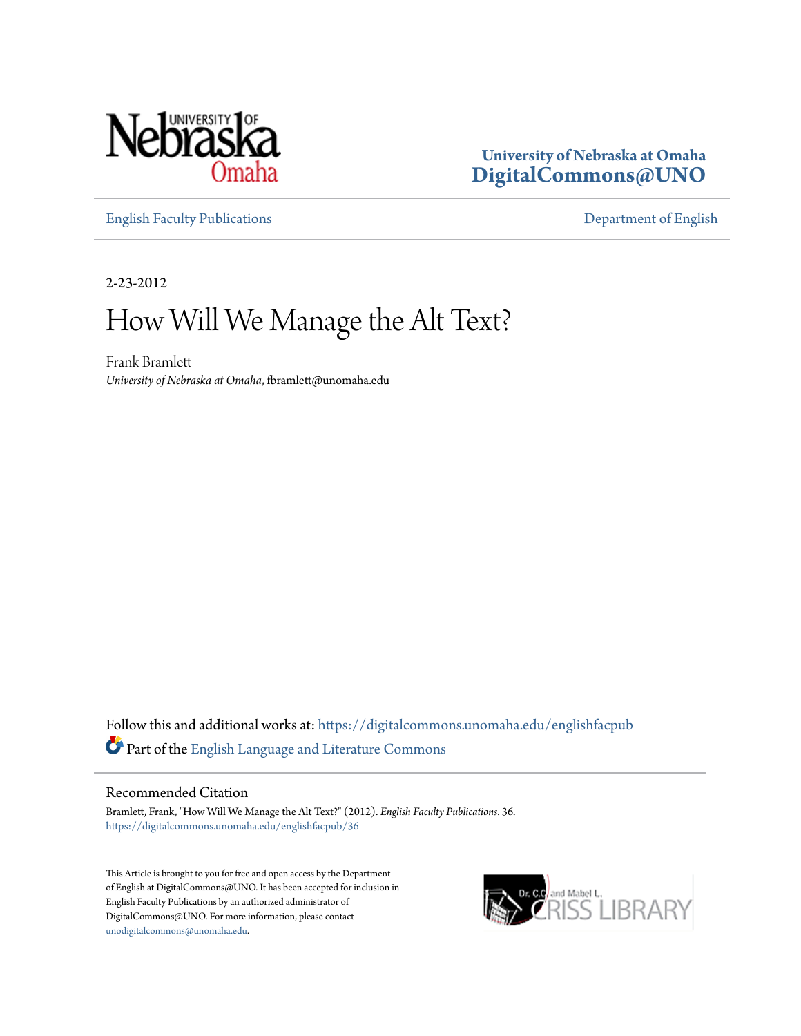University of Nebraska at Omaha
**DigitalCommons@UNO**

English Faculty Publications | Department of English

2-23-2012

# How Will We Manage the Alt Text?

Frank Bramlett
*University of Nebraska at Omaha*, fbramlett@unomaha.edu

Follow this and additional works at: https://digitalcommons.unomaha.edu/englishfacpub

Part of the English Language and Literature Commons

## Recommended Citation

Bramlett, Frank, "How Will We Manage the Alt Text?" (2012). *English Faculty Publications*. 36.
https://digitalcommons.unomaha.edu/englishfacpub/36

This Article is brought to you for free and open access by the Department of English at DigitalCommons@UNO. It has been accepted for inclusion in English Faculty Publications by an authorized administrator of DigitalCommons@UNO. For more information, please contact unodigitalcommons@unomaha.edu.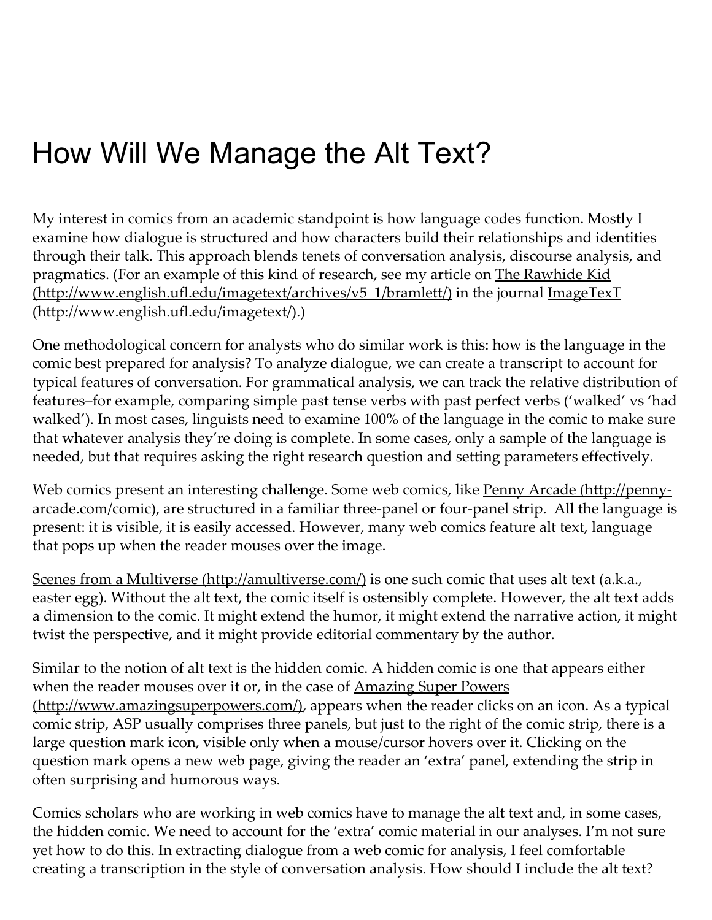# How Will We Manage the Alt Text?

My interest in comics from an academic standpoint is how language codes function. Mostly I examine how dialogue is structured and how characters build their relationships and identities through their talk. This approach blends tenets of conversation analysis, discourse analysis, and pragmatics. (For an example of this kind of research, see my article on The Rawhide Kid (http://www.english.ufl.edu/imagetext/archives/v5_1/bramlett/) in the journal ImageTexT (http://www.english.ufl.edu/imagetext/).)

One methodological concern for analysts who do similar work is this: how is the language in the comic best prepared for analysis? To analyze dialogue, we can create a transcript to account for typical features of conversation. For grammatical analysis, we can track the relative distribution of features–for example, comparing simple past tense verbs with past perfect verbs ('walked' vs 'had walked'). In most cases, linguists need to examine 100% of the language in the comic to make sure that whatever analysis they're doing is complete. In some cases, only a sample of the language is needed, but that requires asking the right research question and setting parameters effectively.

Web comics present an interesting challenge. Some web comics, like Penny Arcade (http://penny-arcade.com/comic), are structured in a familiar three-panel or four-panel strip. All the language is present: it is visible, it is easily accessed. However, many web comics feature alt text, language that pops up when the reader mouses over the image.

Scenes from a Multiverse (http://amultiverse.com/) is one such comic that uses alt text (a.k.a., easter egg). Without the alt text, the comic itself is ostensibly complete. However, the alt text adds a dimension to the comic. It might extend the humor, it might extend the narrative action, it might twist the perspective, and it might provide editorial commentary by the author.

Similar to the notion of alt text is the hidden comic. A hidden comic is one that appears either when the reader mouses over it or, in the case of Amazing Super Powers (http://www.amazingsuperpowers.com/), appears when the reader clicks on an icon. As a typical comic strip, ASP usually comprises three panels, but just to the right of the comic strip, there is a large question mark icon, visible only when a mouse/cursor hovers over it. Clicking on the question mark opens a new web page, giving the reader an 'extra' panel, extending the strip in often surprising and humorous ways.

Comics scholars who are working in web comics have to manage the alt text and, in some cases, the hidden comic. We need to account for the 'extra' comic material in our analyses. I'm not sure yet how to do this. In extracting dialogue from a web comic for analysis, I feel comfortable creating a transcription in the style of conversation analysis. How should I include the alt text?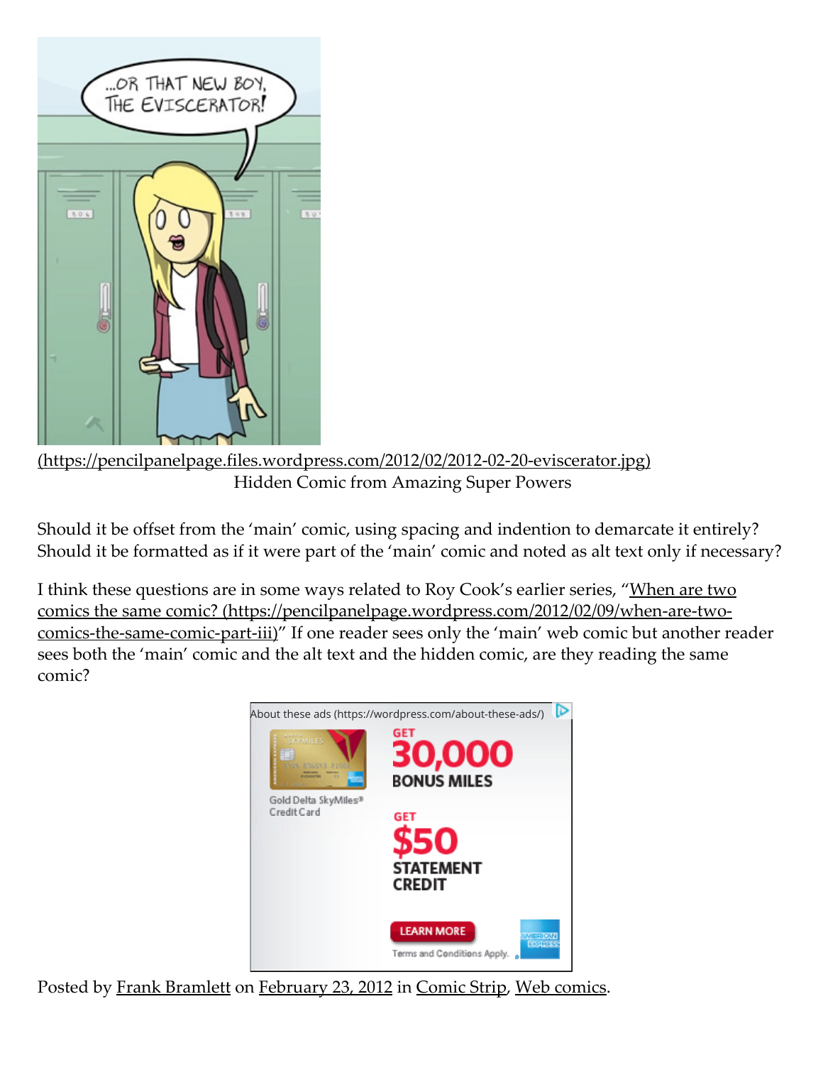(https://pencilpanelpage.files.wordpress.com/2012/02/2012-02-20-eviscerator.jpg)

Hidden Comic from Amazing Super Powers

Should it be offset from the 'main' comic, using spacing and indention to demarcate it entirely? Should it be formatted as if it were part of the 'main' comic and noted as alt text only if necessary?

I think these questions are in some ways related to Roy Cook's earlier series, "When are two comics the same comic? (https://pencilpanelpage.wordpress.com/2012/02/09/when-are-two-comics-the-same-comic-part-iii)" If one reader sees only the 'main' web comic but another reader sees both the 'main' comic and the alt text and the hidden comic, are they reading the same comic?

About these ads (https://wordpress.com/about-these-ads/)

Posted by Frank Bramlett on February 23, 2012 in Comic Strip, Web comics.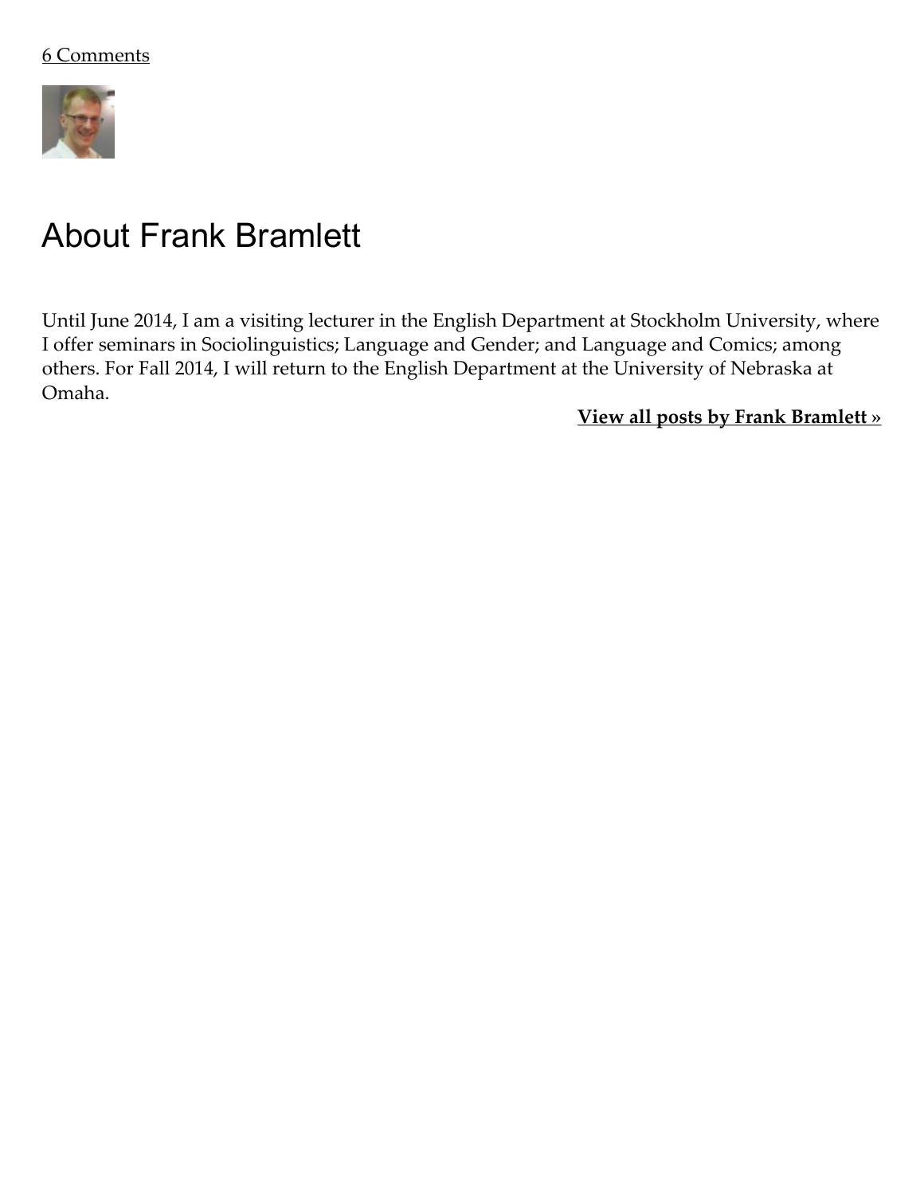6 Comments

# About Frank Bramlett

Until June 2014, I am a visiting lecturer in the English Department at Stockholm University, where I offer seminars in Sociolinguistics; Language and Gender; and Language and Comics; among others. For Fall 2014, I will return to the English Department at the University of Nebraska at Omaha.

**View all posts by Frank Bramlett »**